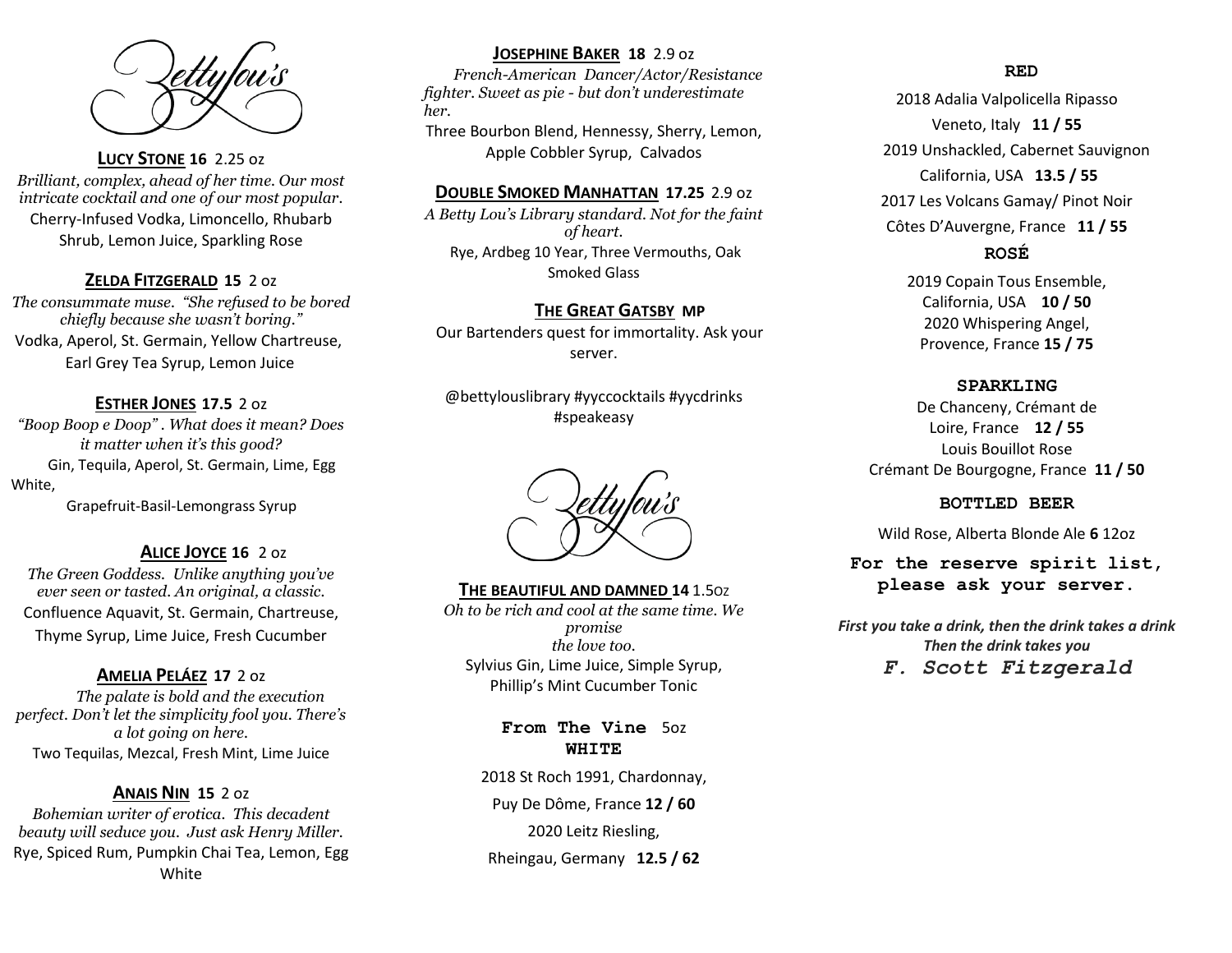# Betty Lou's

## LUCY STONE 16 2.25 oz

*Brilliant, complex, ahead of her time. Our most intricate cocktail and one of our most popular.*

Cherry-Infused Vodka, Limoncello, Rhubarb Shrub, Lemon Juice, Sparkling Rose

## ZELDA FITZGERALD 15 2 oz

*The consummate muse. "She refused to be bored chiefly because she wasn't boring."*

Vodka, Aperol, St. Germain, Yellow Chartreuse, Earl Grey Tea Syrup, Lemon Juice

## ESTHER JONES 17.5 2 oz

*"Boop Boop e Doop". What does it mean? Does it matter when it's this good?*

Gin, Tequila, Aperol, St. Germain, Lime, Egg White,

Grapefruit-Basil-Lemongrass Syrup

## ALICE JOYCE 16 2 oz

*The Green Goddess. Unlike anything you've ever seen or tasted. An original, a classic.*

Confluence Aquavit, St. Germain, Chartreuse, Thyme Syrup, Lime Juice, Fresh Cucumber

## AMELIA PELÁEZ 17 2 oz

*The palate is bold and the execution perfect. Don't let the simplicity fool you. There's a lot going on here.*

Two Tequilas, Mezcal, Fresh Mint, Lime Juice

## ANAIS NIN 15 2 oz

*Bohemian writer of erotica. This decadent beauty will seduce you. Just ask Henry Miller.*

Rye, Spiced Rum, Pumpkin Chai Tea, Lemon, Egg White

## JOSEPHINE BAKER 18 2.9 oz

*French-American Dancer/Actor/Resistance fighter. Sweet as pie - but don't underestimate her.*

Three Bourbon Blend, Hennessy, Sherry, Lemon, Apple Cobbler Syrup, Calvados

## DOUBLE SMOKED MANHATTAN 17.25 2.9 oz

*A Betty Lou's Library standard. Not for the faint of heart.*

Rye, Ardbeg 10 Year, Three Vermouths, Oak Smoked Glass

## THE GREAT GATSBY MP

Our Bartenders quest for immortality. Ask your server.

@bettylouslibrary #yyccocktails #yycdrinks #speakeasy

# Betty Lou's

## THE BEAUTIFUL AND DAMNED 14 1.5oz

*Oh to be rich and cool at the same time. We promise the love too.*

Sylvius Gin, Lime Juice, Simple Syrup, Phillip's Mint Cucumber Tonic

## From The Vine 5oz

### WHITE

2018 St Roch 1991, Chardonnay,

Puy De Dôme, France **12 / 60**

2020 Leitz Riesling,

Rheingau, Germany **12.5 / 62**

### RED

2018 Adalia Valpolicella Ripasso

Veneto, Italy **11 / 55**

2019 Unshackled, Cabernet Sauvignon

California, USA **13.5 / 55**

2017 Les Volcans Gamay/ Pinot Noir

Côtes D'Auvergne, France **11 / 55**

### ROSÉ

2019 Copain Tous Ensemble,
California, USA **10 / 50**

2020 Whispering Angel,
Provence, France **15 / 75**

### SPARKLING

De Chanceny, Crémant de Loire, France **12 / 55**

Louis Bouillot Rose
Crémant De Bourgogne, France **11 / 50**

### BOTTLED BEER

Wild Rose, Alberta Blonde Ale **6** 12oz

**For the reserve spirit list, please ask your server.**

***First you take a drink, then the drink takes a drink***
***Then the drink takes you***

***F. Scott Fitzgerald***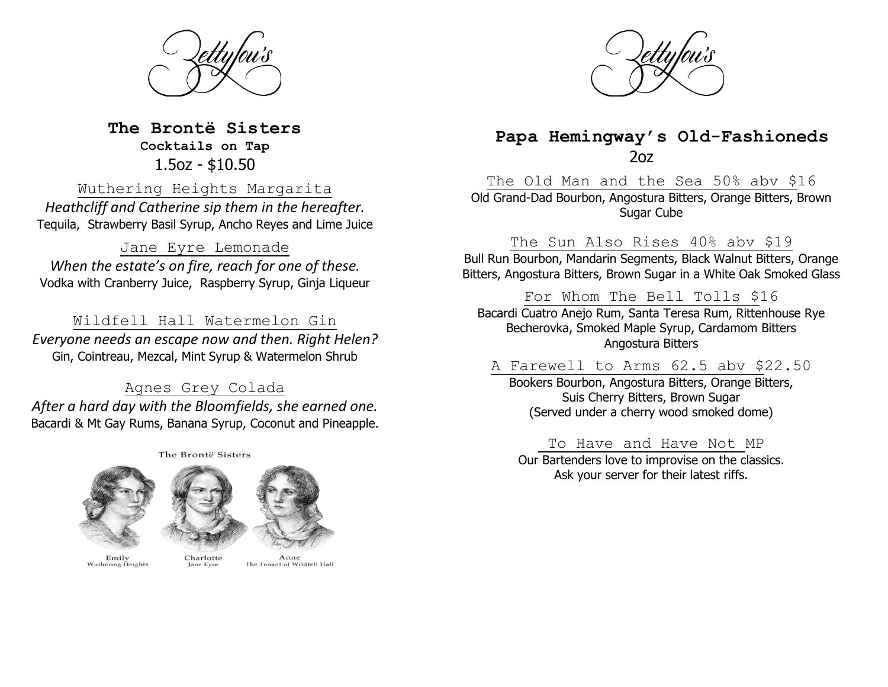Bettylou's

## The Brontë Sisters

**Cocktails on Tap**

1.5oz - $10.50

Wuthering Heights Margarita

*Heathcliff and Catherine sip them in the hereafter.*

Tequila, Strawberry Basil Syrup, Ancho Reyes and Lime Juice

Jane Eyre Lemonade

*When the estate's on fire, reach for one of these.*

Vodka with Cranberry Juice, Raspberry Syrup, Ginja Liqueur

Wildfell Hall Watermelon Gin

*Everyone needs an escape now and then. Right Helen?*

Gin, Cointreau, Mezcal, Mint Syrup & Watermelon Shrub

Agnes Grey Colada

*After a hard day with the Bloomfields, she earned one.*

Bacardi & Mt Gay Rums, Banana Syrup, Coconut and Pineapple.

The Brontë Sisters

Emily — Wuthering Heights | Charlotte — Jane Eyre | Anne — The Tenant of Wildfell Hall

Bettylou's

## Papa Hemingway's Old-Fashioneds

2oz

The Old Man and the Sea 50% abv $16

Old Grand-Dad Bourbon, Angostura Bitters, Orange Bitters, Brown Sugar Cube

The Sun Also Rises 40% abv $19

Bull Run Bourbon, Mandarin Segments, Black Walnut Bitters, Orange Bitters, Angostura Bitters, Brown Sugar in a White Oak Smoked Glass

For Whom The Bell Tolls $16

Bacardi Cuatro Anejo Rum, Santa Teresa Rum, Rittenhouse Rye Becherovka, Smoked Maple Syrup, Cardamom Bitters Angostura Bitters

A Farewell to Arms 62.5 abv $22.50

Bookers Bourbon, Angostura Bitters, Orange Bitters, Suis Cherry Bitters, Brown Sugar (Served under a cherry wood smoked dome)

To Have and Have Not MP

Our Bartenders love to improvise on the classics. Ask your server for their latest riffs.